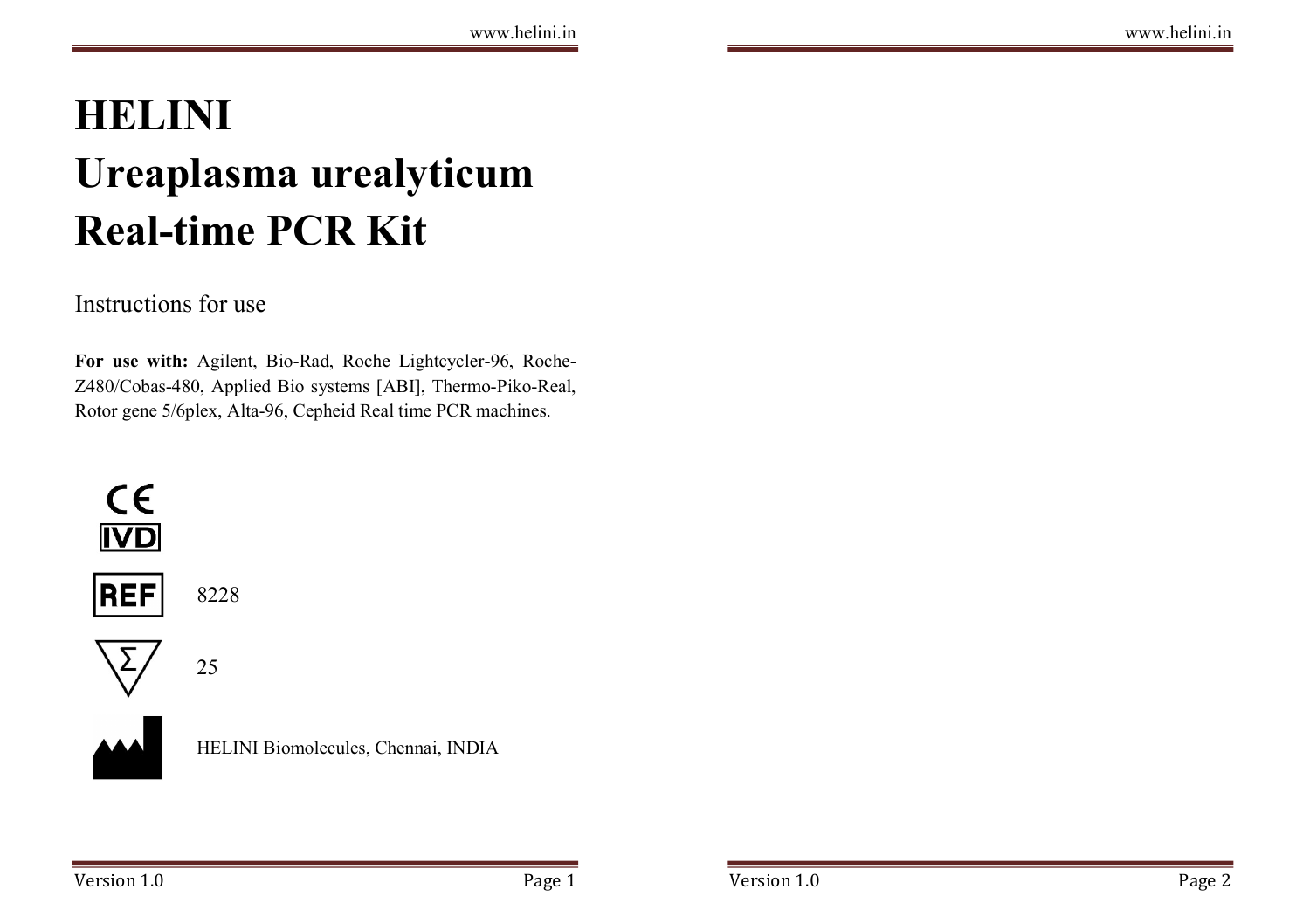# HELINI Ureaplasma urealyticum Real-time PCR Kit

Instructions for use

**For use with:** Agilent, Bio-Rad, Roche Lightcycler-96, Roche-Z480/Cobas-480, Applied Bio systems [ABI], Thermo-Piko-Real, Rotor gene 5/6plex, Alta-96, Cepheid Real time PCR machines.

CE IVD

REF 8228

Σ 25

HELINI Biomolecules, Chennai, INDIA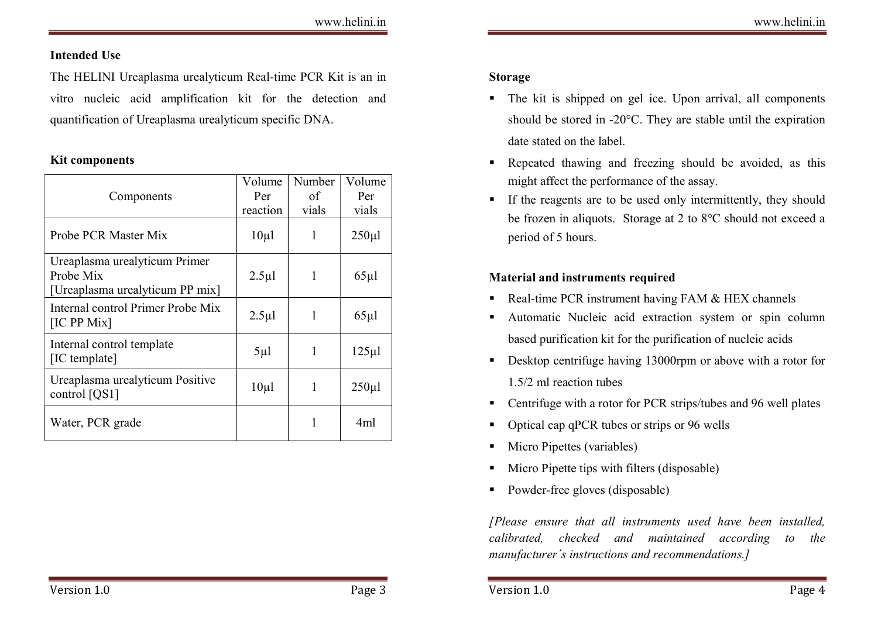## Intended Use

The HELINI Ureaplasma urealyticum Real-time PCR Kit is an in vitro nucleic acid amplification kit for the detection and quantification of Ureaplasma urealyticum specific DNA.

## Kit components

| Components | Volume Per reaction | Number of vials | Volume Per vials |
|---|---|---|---|
| Probe PCR Master Mix | 10µl | 1 | 250µl |
| Ureaplasma urealyticum Primer Probe Mix [Ureaplasma urealyticum PP mix] | 2.5µl | 1 | 65µl |
| Internal control Primer Probe Mix [IC PP Mix] | 2.5µl | 1 | 65µl |
| Internal control template [IC template] | 5µl | 1 | 125µl |
| Ureaplasma urealyticum Positive control [QS1] | 10µl | 1 | 250µl |
| Water, PCR grade | | 1 | 4ml |

## Storage

- The kit is shipped on gel ice. Upon arrival, all components should be stored in -20°C. They are stable until the expiration date stated on the label.
- Repeated thawing and freezing should be avoided, as this might affect the performance of the assay.
- If the reagents are to be used only intermittently, they should be frozen in aliquots. Storage at 2 to 8°C should not exceed a period of 5 hours.

## Material and instruments required

- Real-time PCR instrument having FAM & HEX channels
- Automatic Nucleic acid extraction system or spin column based purification kit for the purification of nucleic acids
- Desktop centrifuge having 13000rpm or above with a rotor for 1.5/2 ml reaction tubes
- Centrifuge with a rotor for PCR strips/tubes and 96 well plates
- Optical cap qPCR tubes or strips or 96 wells
- Micro Pipettes (variables)
- Micro Pipette tips with filters (disposable)
- Powder-free gloves (disposable)

*[Please ensure that all instruments used have been installed, calibrated, checked and maintained according to the manufacturer´s instructions and recommendations.]*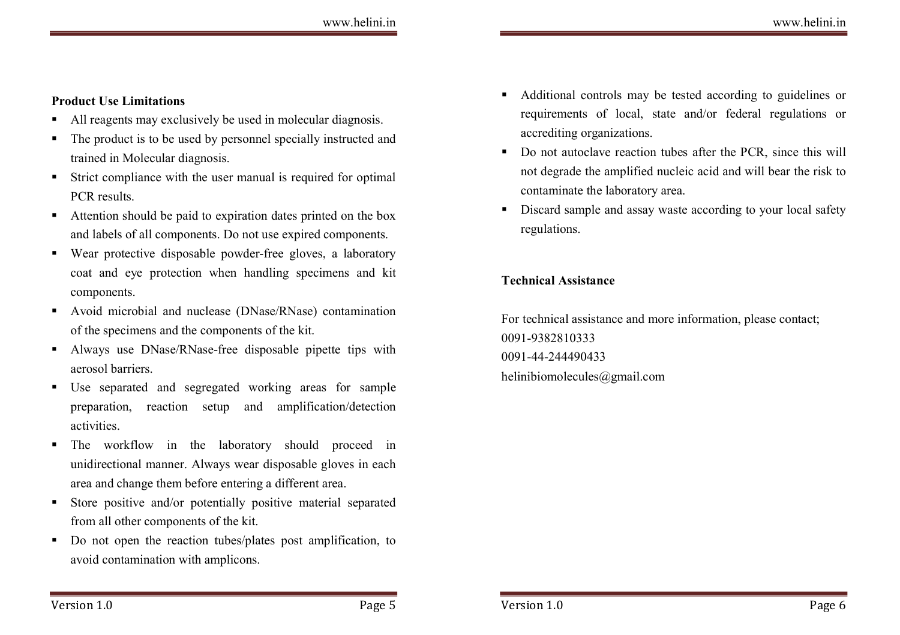**Product Use Limitations**

- All reagents may exclusively be used in molecular diagnosis.
- The product is to be used by personnel specially instructed and trained in Molecular diagnosis.
- Strict compliance with the user manual is required for optimal PCR results.
- Attention should be paid to expiration dates printed on the box and labels of all components. Do not use expired components.
- Wear protective disposable powder-free gloves, a laboratory coat and eye protection when handling specimens and kit components.
- Avoid microbial and nuclease (DNase/RNase) contamination of the specimens and the components of the kit.
- Always use DNase/RNase-free disposable pipette tips with aerosol barriers.
- Use separated and segregated working areas for sample preparation, reaction setup and amplification/detection activities.
- The workflow in the laboratory should proceed in unidirectional manner. Always wear disposable gloves in each area and change them before entering a different area.
- Store positive and/or potentially positive material separated from all other components of the kit.
- Do not open the reaction tubes/plates post amplification, to avoid contamination with amplicons.
- Additional controls may be tested according to guidelines or requirements of local, state and/or federal regulations or accrediting organizations.
- Do not autoclave reaction tubes after the PCR, since this will not degrade the amplified nucleic acid and will bear the risk to contaminate the laboratory area.
- Discard sample and assay waste according to your local safety regulations.

**Technical Assistance**

For technical assistance and more information, please contact;
0091-9382810333
0091-44-244490433
helinibiomolecules@gmail.com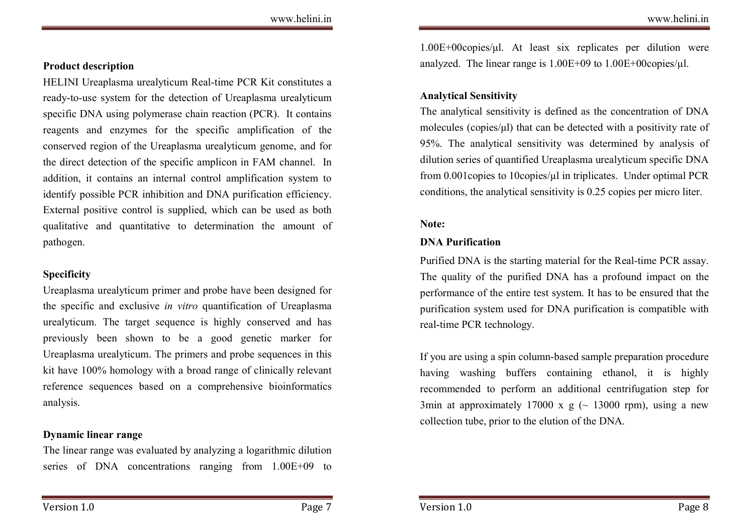**Product description**

HELINI Ureaplasma urealyticum Real-time PCR Kit constitutes a ready-to-use system for the detection of Ureaplasma urealyticum specific DNA using polymerase chain reaction (PCR). It contains reagents and enzymes for the specific amplification of the conserved region of the Ureaplasma urealyticum genome, and for the direct detection of the specific amplicon in FAM channel. In addition, it contains an internal control amplification system to identify possible PCR inhibition and DNA purification efficiency. External positive control is supplied, which can be used as both qualitative and quantitative to determination the amount of pathogen.

**Specificity**

Ureaplasma urealyticum primer and probe have been designed for the specific and exclusive *in vitro* quantification of Ureaplasma urealyticum. The target sequence is highly conserved and has previously been shown to be a good genetic marker for Ureaplasma urealyticum. The primers and probe sequences in this kit have 100% homology with a broad range of clinically relevant reference sequences based on a comprehensive bioinformatics analysis.

**Dynamic linear range**

The linear range was evaluated by analyzing a logarithmic dilution series of DNA concentrations ranging from 1.00E+09 to 1.00E+00copies/µl. At least six replicates per dilution were analyzed. The linear range is 1.00E+09 to 1.00E+00copies/µl.

**Analytical Sensitivity**

The analytical sensitivity is defined as the concentration of DNA molecules (copies/µl) that can be detected with a positivity rate of 95%. The analytical sensitivity was determined by analysis of dilution series of quantified Ureaplasma urealyticum specific DNA from 0.001copies to 10copies/µl in triplicates. Under optimal PCR conditions, the analytical sensitivity is 0.25 copies per micro liter.

**Note:**

**DNA Purification**

Purified DNA is the starting material for the Real-time PCR assay. The quality of the purified DNA has a profound impact on the performance of the entire test system. It has to be ensured that the purification system used for DNA purification is compatible with real-time PCR technology.

If you are using a spin column-based sample preparation procedure having washing buffers containing ethanol, it is highly recommended to perform an additional centrifugation step for 3min at approximately 17000 x g (~ 13000 rpm), using a new collection tube, prior to the elution of the DNA.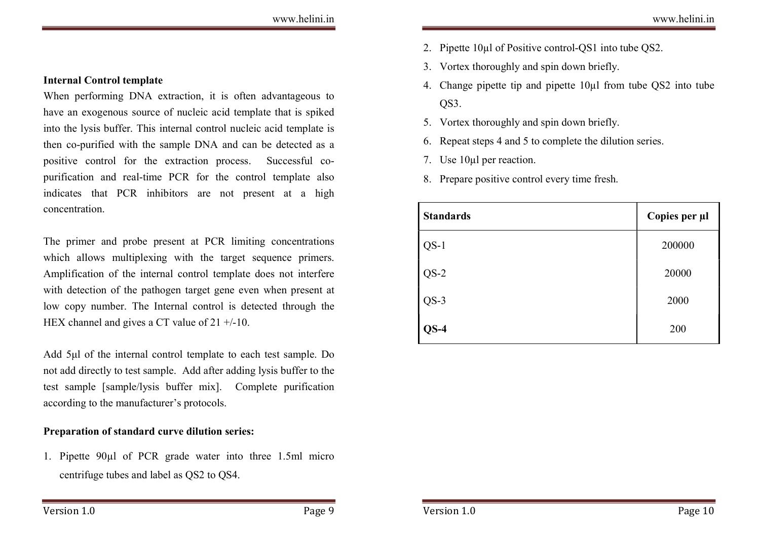**Internal Control template**

When performing DNA extraction, it is often advantageous to have an exogenous source of nucleic acid template that is spiked into the lysis buffer. This internal control nucleic acid template is then co-purified with the sample DNA and can be detected as a positive control for the extraction process. Successful co-purification and real-time PCR for the control template also indicates that PCR inhibitors are not present at a high concentration.

The primer and probe present at PCR limiting concentrations which allows multiplexing with the target sequence primers. Amplification of the internal control template does not interfere with detection of the pathogen target gene even when present at low copy number. The Internal control is detected through the HEX channel and gives a CT value of 21 +/-10.

Add 5µl of the internal control template to each test sample. Do not add directly to test sample. Add after adding lysis buffer to the test sample [sample/lysis buffer mix]. Complete purification according to the manufacturer's protocols.

**Preparation of standard curve dilution series:**

1. Pipette 90µl of PCR grade water into three 1.5ml micro centrifuge tubes and label as QS2 to QS4.
2. Pipette 10µl of Positive control-QS1 into tube QS2.
3. Vortex thoroughly and spin down briefly.
4. Change pipette tip and pipette 10µl from tube QS2 into tube QS3.
5. Vortex thoroughly and spin down briefly.
6. Repeat steps 4 and 5 to complete the dilution series.
7. Use 10µl per reaction.
8. Prepare positive control every time fresh.

| **Standards** | **Copies per µl** |
|---|---|
| QS-1 | 200000 |
| QS-2 | 20000 |
| QS-3 | 2000 |
| **QS-4** | 200 |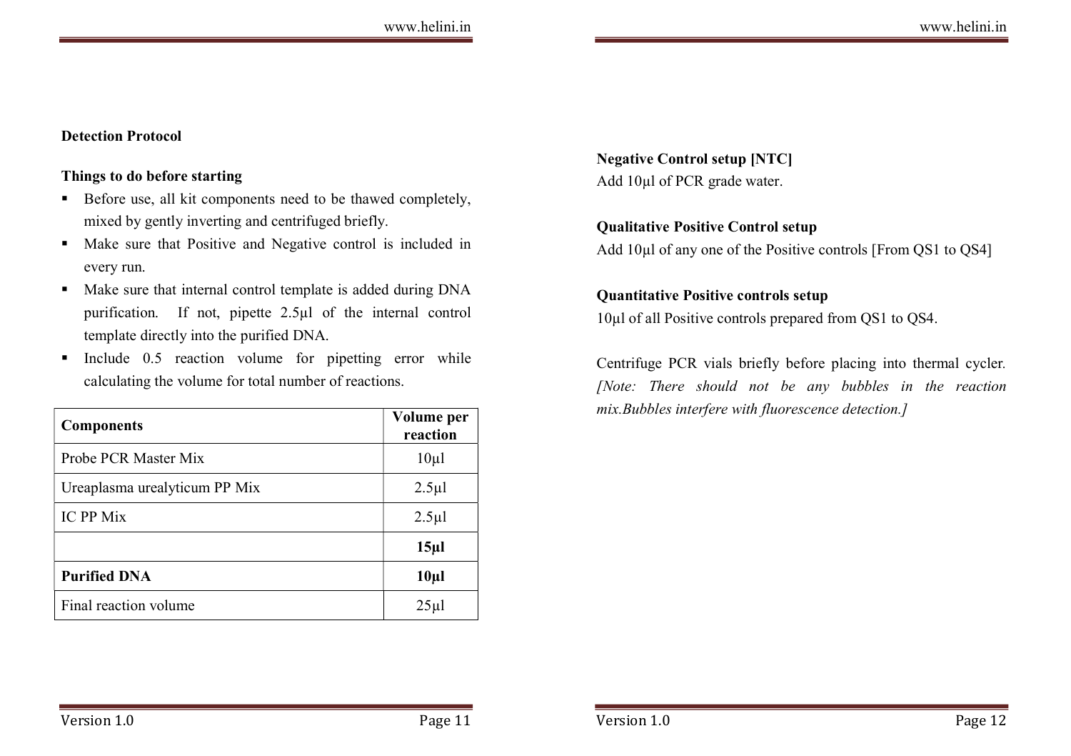## Detection Protocol

### Things to do before starting

- Before use, all kit components need to be thawed completely, mixed by gently inverting and centrifuged briefly.
- Make sure that Positive and Negative control is included in every run.
- Make sure that internal control template is added during DNA purification. If not, pipette 2.5µl of the internal control template directly into the purified DNA.
- Include 0.5 reaction volume for pipetting error while calculating the volume for total number of reactions.

| **Components** | **Volume per reaction** |
|---|---|
| Probe PCR Master Mix | 10µl |
| Ureaplasma urealyticum PP Mix | 2.5µl |
| IC PP Mix | 2.5µl |
| | **15µl** |
| **Purified DNA** | **10µl** |
| Final reaction volume | 25µl |

**Negative Control setup [NTC]**
Add 10µl of PCR grade water.

**Qualitative Positive Control setup**
Add 10µl of any one of the Positive controls [From QS1 to QS4]

**Quantitative Positive controls setup**
10µl of all Positive controls prepared from QS1 to QS4.

Centrifuge PCR vials briefly before placing into thermal cycler. *[Note: There should not be any bubbles in the reaction mix.Bubbles interfere with fluorescence detection.]*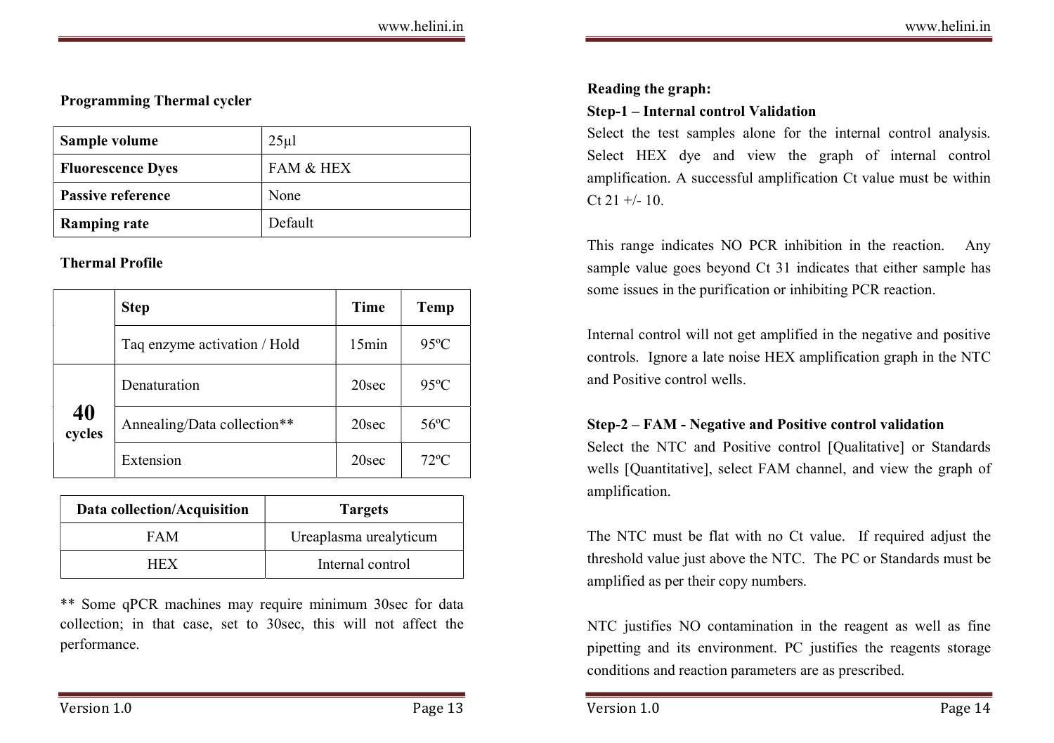**Programming Thermal cycler**

| Sample volume | 25µl |
|---|---|
| **Fluorescence Dyes** | FAM & HEX |
| **Passive reference** | None |
| **Ramping rate** | Default |

**Thermal Profile**

| | Step | Time | Temp |
|---|---|---|---|
| | Taq enzyme activation / Hold | 15min | 95ºC |
| **40 cycles** | Denaturation | 20sec | 95ºC |
| | Annealing/Data collection** | 20sec | 56ºC |
| | Extension | 20sec | 72ºC |

| Data collection/Acquisition | Targets |
|---|---|
| FAM | Ureaplasma urealyticum |
| HEX | Internal control |

** Some qPCR machines may require minimum 30sec for data collection; in that case, set to 30sec, this will not affect the performance.

**Reading the graph:**

**Step-1 – Internal control Validation**

Select the test samples alone for the internal control analysis. Select HEX dye and view the graph of internal control amplification. A successful amplification Ct value must be within Ct 21 +/- 10.

This range indicates NO PCR inhibition in the reaction. Any sample value goes beyond Ct 31 indicates that either sample has some issues in the purification or inhibiting PCR reaction.

Internal control will not get amplified in the negative and positive controls. Ignore a late noise HEX amplification graph in the NTC and Positive control wells.

**Step-2 – FAM - Negative and Positive control validation**

Select the NTC and Positive control [Qualitative] or Standards wells [Quantitative], select FAM channel, and view the graph of amplification.

The NTC must be flat with no Ct value. If required adjust the threshold value just above the NTC. The PC or Standards must be amplified as per their copy numbers.

NTC justifies NO contamination in the reagent as well as fine pipetting and its environment. PC justifies the reagents storage conditions and reaction parameters are as prescribed.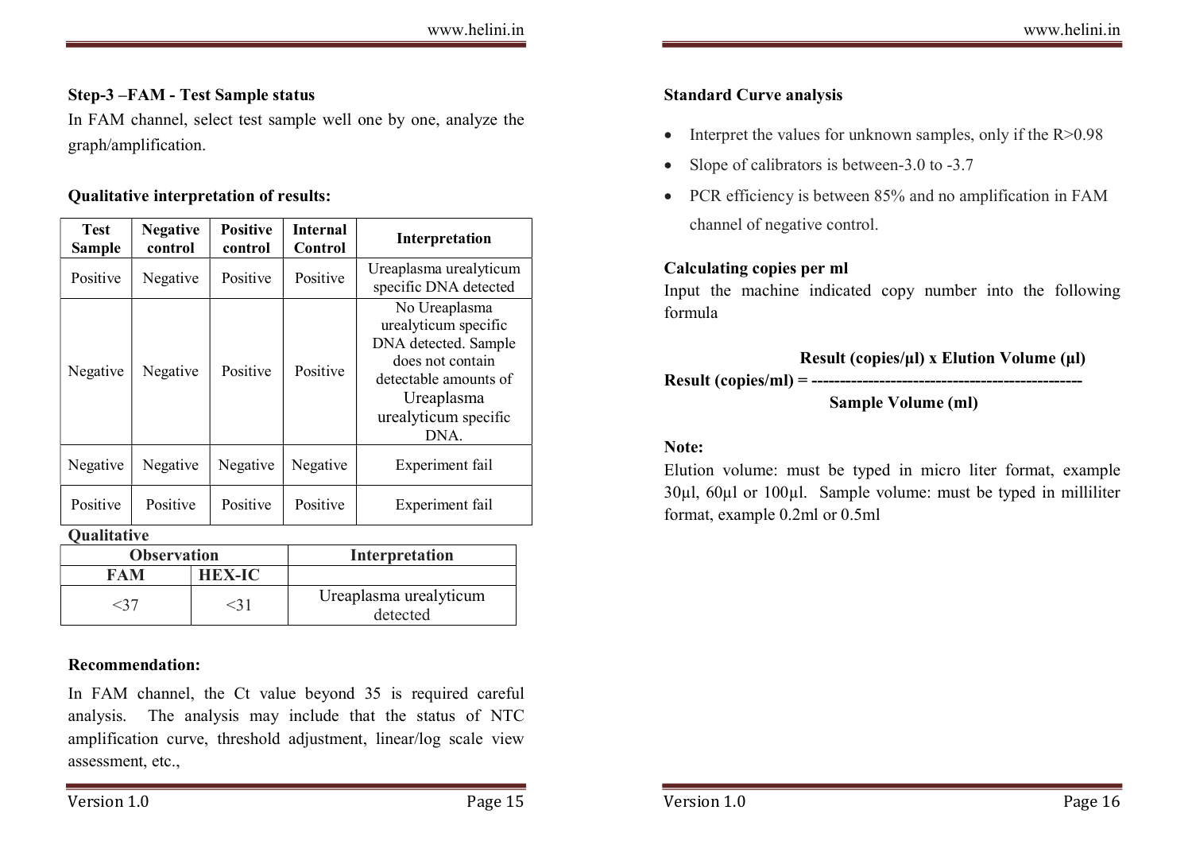**Step-3 –FAM - Test Sample status**

In FAM channel, select test sample well one by one, analyze the graph/amplification.

**Qualitative interpretation of results:**

| Test Sample | Negative control | Positive control | Internal Control | Interpretation |
|---|---|---|---|---|
| Positive | Negative | Positive | Positive | Ureaplasma urealyticum specific DNA detected |
| Negative | Negative | Positive | Positive | No Ureaplasma urealyticum specific DNA detected. Sample does not contain detectable amounts of Ureaplasma urealyticum specific DNA. |
| Negative | Negative | Negative | Negative | Experiment fail |
| Positive | Positive | Positive | Positive | Experiment fail |

**Qualitative**

| Observation | | Interpretation |
|---|---|---|
| FAM | HEX-IC | |
| <37 | <31 | Ureaplasma urealyticum detected |

**Recommendation:**

In FAM channel, the Ct value beyond 35 is required careful analysis. The analysis may include that the status of NTC amplification curve, threshold adjustment, linear/log scale view assessment, etc.,

**Standard Curve analysis**

- Interpret the values for unknown samples, only if the R>0.98
- Slope of calibrators is between-3.0 to -3.7
- PCR efficiency is between 85% and no amplification in FAM channel of negative control.

**Calculating copies per ml**

Input the machine indicated copy number into the following formula

$$\text{Result (copies/ml)} = \frac{\text{Result (copies/µl)} \times \text{Elution Volume (µl)}}{\text{Sample Volume (ml)}}$$

**Note:**

Elution volume: must be typed in micro liter format, example 30µl, 60µl or 100µl. Sample volume: must be typed in milliliter format, example 0.2ml or 0.5ml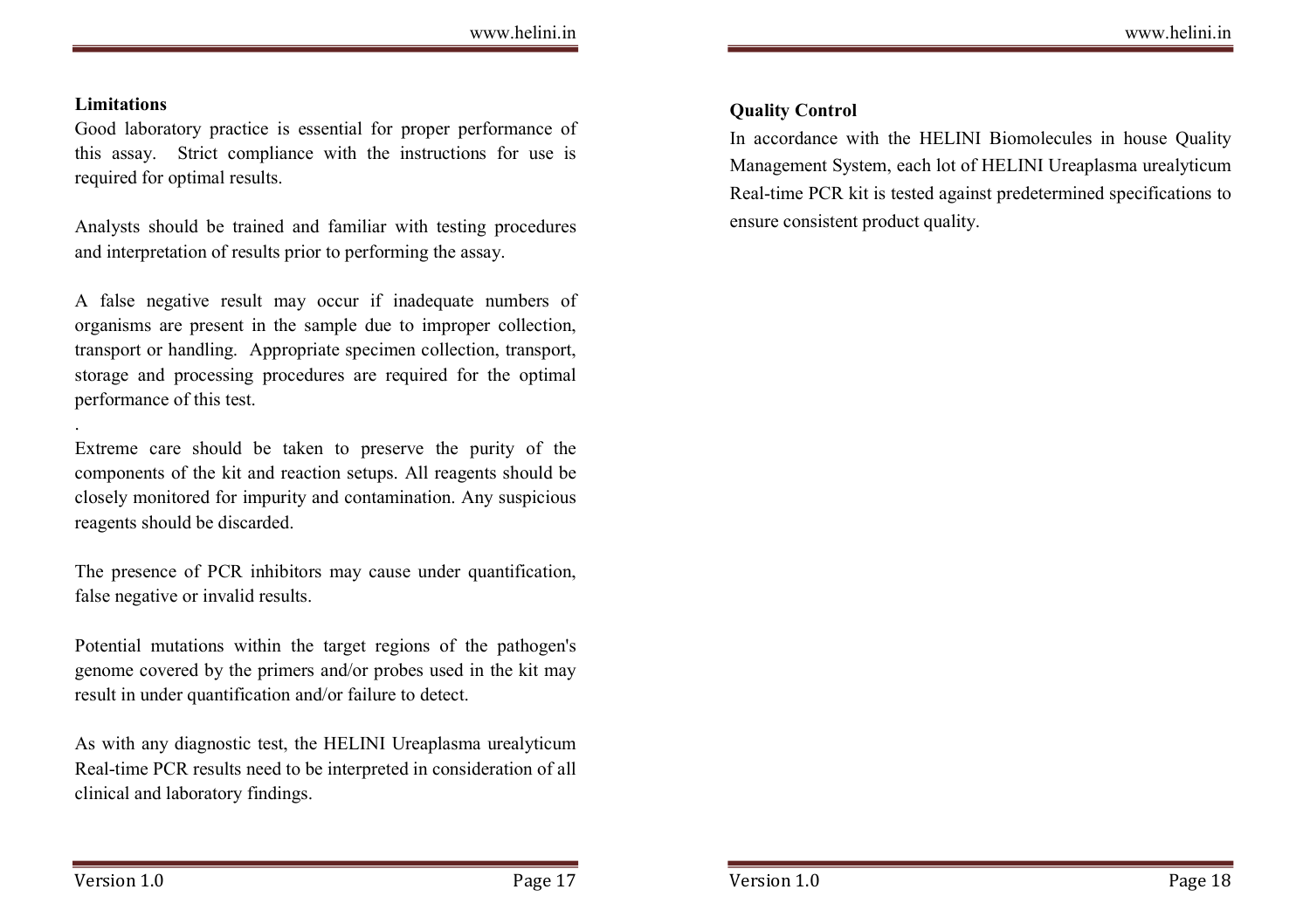## Limitations

Good laboratory practice is essential for proper performance of this assay. Strict compliance with the instructions for use is required for optimal results.

Analysts should be trained and familiar with testing procedures and interpretation of results prior to performing the assay.

A false negative result may occur if inadequate numbers of organisms are present in the sample due to improper collection, transport or handling. Appropriate specimen collection, transport, storage and processing procedures are required for the optimal performance of this test.

.

Extreme care should be taken to preserve the purity of the components of the kit and reaction setups. All reagents should be closely monitored for impurity and contamination. Any suspicious reagents should be discarded.

The presence of PCR inhibitors may cause under quantification, false negative or invalid results.

Potential mutations within the target regions of the pathogen's genome covered by the primers and/or probes used in the kit may result in under quantification and/or failure to detect.

As with any diagnostic test, the HELINI Ureaplasma urealyticum Real-time PCR results need to be interpreted in consideration of all clinical and laboratory findings.

## Quality Control

In accordance with the HELINI Biomolecules in house Quality Management System, each lot of HELINI Ureaplasma urealyticum Real-time PCR kit is tested against predetermined specifications to ensure consistent product quality.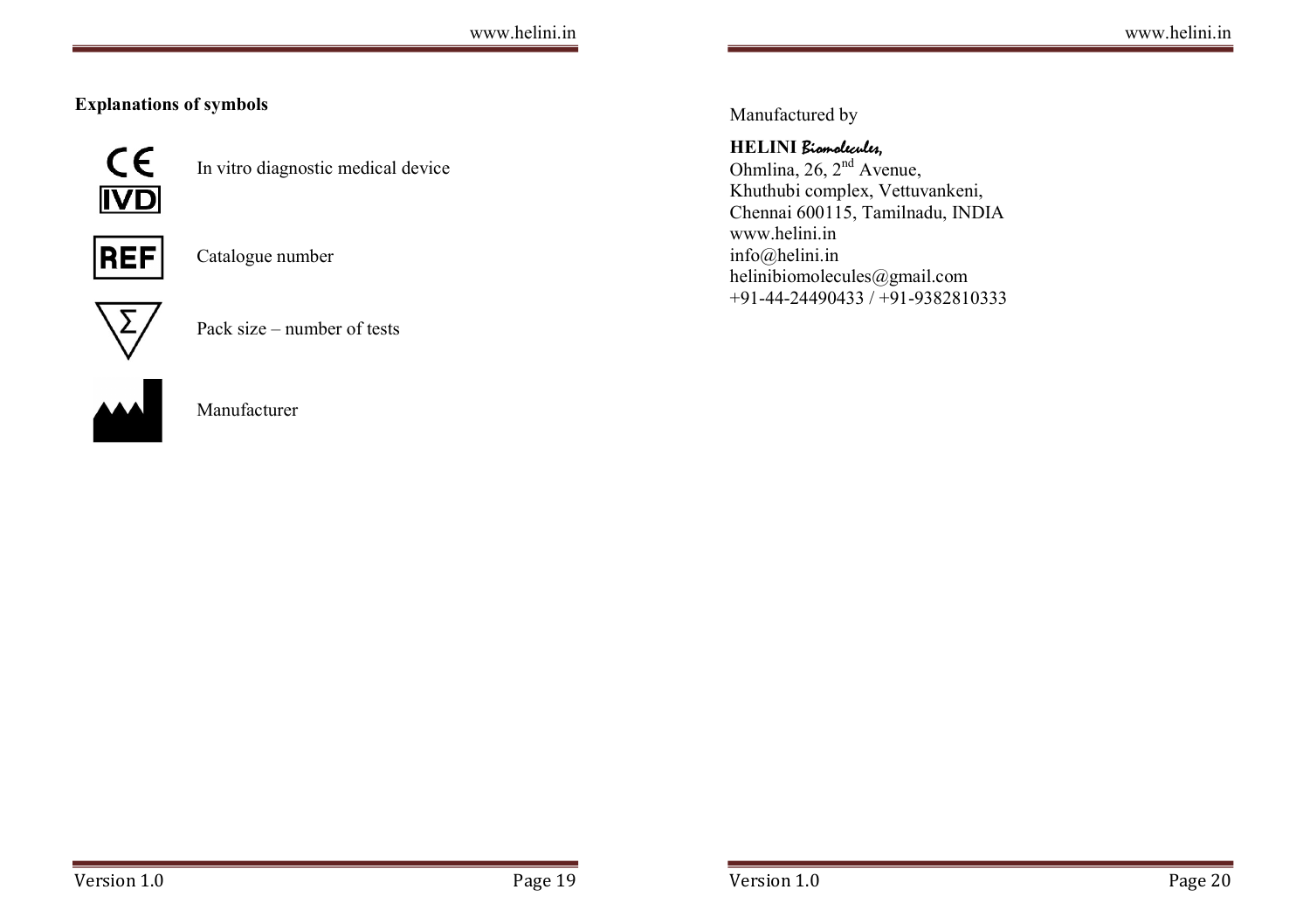**Explanations of symbols**

CE IVD — In vitro diagnostic medical device

REF — Catalogue number

Σ — Pack size – number of tests

Manufacturer

Manufactured by

**HELINI** *Biomolecules,*
Ohmlina, 26, 2nd Avenue,
Khuthubi complex, Vettuvankeni,
Chennai 600115, Tamilnadu, INDIA
www.helini.in
info@helini.in
helinibiomolecules@gmail.com
+91-44-24490433 / +91-9382810333